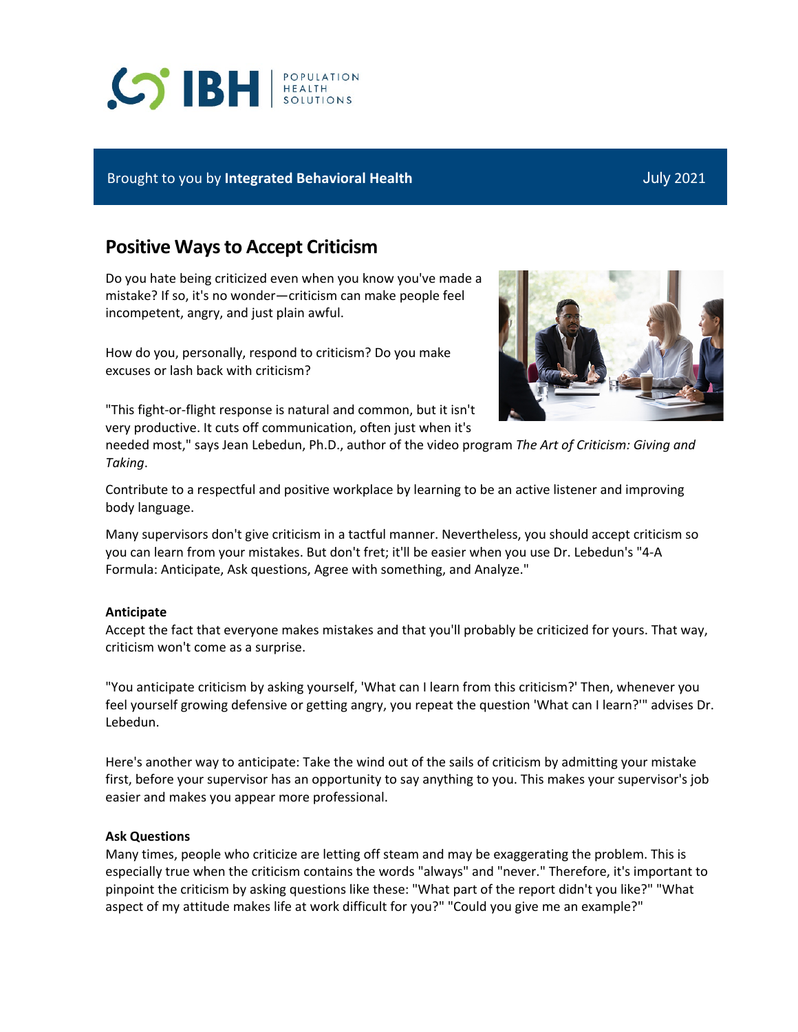Brought to you by **Integrated Behavioral Health** July 2021

# Positive Ways to Accept Criticism

Do you hate being criticized even when you know you've made a mistake? If so, it's no wonder—criticism can make people feel incompetent, angry, and just plain awful.

How do you, personally, respond to criticism? Do you make excuses or lash back with criticism?

"This fight-or-flight response is natural and common, but it isn't very productive. It cuts off communication, often just when it's needed most," says Jean Lebedun, Ph.D., author of the video program *The Art of Criticism: Giving and Taking*.

Contribute to a respectful and positive workplace by learning to be an active listener and improving body language.

Many supervisors don't give criticism in a tactful manner. Nevertheless, you should accept criticism so you can learn from your mistakes. But don't fret; it'll be easier when you use Dr. Lebedun's "4-A Formula: Anticipate, Ask questions, Agree with something, and Analyze."

**Anticipate**

Accept the fact that everyone makes mistakes and that you'll probably be criticized for yours. That way, criticism won't come as a surprise.

"You anticipate criticism by asking yourself, 'What can I learn from this criticism?' Then, whenever you feel yourself growing defensive or getting angry, you repeat the question 'What can I learn?'" advises Dr. Lebedun.

Here's another way to anticipate: Take the wind out of the sails of criticism by admitting your mistake first, before your supervisor has an opportunity to say anything to you. This makes your supervisor's job easier and makes you appear more professional.

**Ask Questions**

Many times, people who criticize are letting off steam and may be exaggerating the problem. This is especially true when the criticism contains the words "always" and "never." Therefore, it's important to pinpoint the criticism by asking questions like these: "What part of the report didn't you like?" "What aspect of my attitude makes life at work difficult for you?" "Could you give me an example?"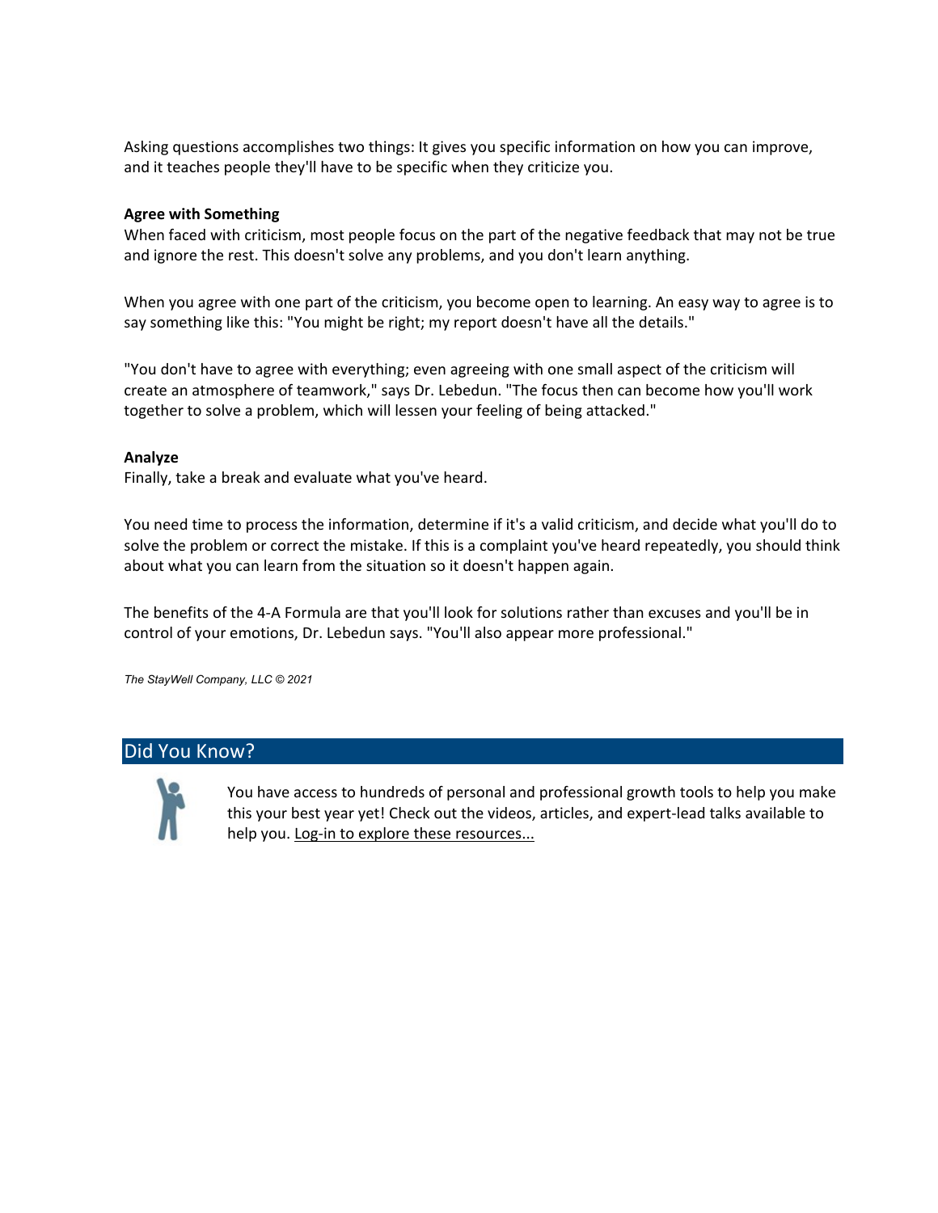Asking questions accomplishes two things: It gives you specific information on how you can improve, and it teaches people they'll have to be specific when they criticize you.

**Agree with Something**

When faced with criticism, most people focus on the part of the negative feedback that may not be true and ignore the rest. This doesn't solve any problems, and you don't learn anything.

When you agree with one part of the criticism, you become open to learning. An easy way to agree is to say something like this: "You might be right; my report doesn't have all the details."

"You don't have to agree with everything; even agreeing with one small aspect of the criticism will create an atmosphere of teamwork," says Dr. Lebedun. "The focus then can become how you'll work together to solve a problem, which will lessen your feeling of being attacked."

**Analyze**

Finally, take a break and evaluate what you've heard.

You need time to process the information, determine if it's a valid criticism, and decide what you'll do to solve the problem or correct the mistake. If this is a complaint you've heard repeatedly, you should think about what you can learn from the situation so it doesn't happen again.

The benefits of the 4-A Formula are that you'll look for solutions rather than excuses and you'll be in control of your emotions, Dr. Lebedun says. "You'll also appear more professional."

*The StayWell Company, LLC © 2021*

## Did You Know?

You have access to hundreds of personal and professional growth tools to help you make this your best year yet! Check out the videos, articles, and expert-lead talks available to help you. Log-in to explore these resources...